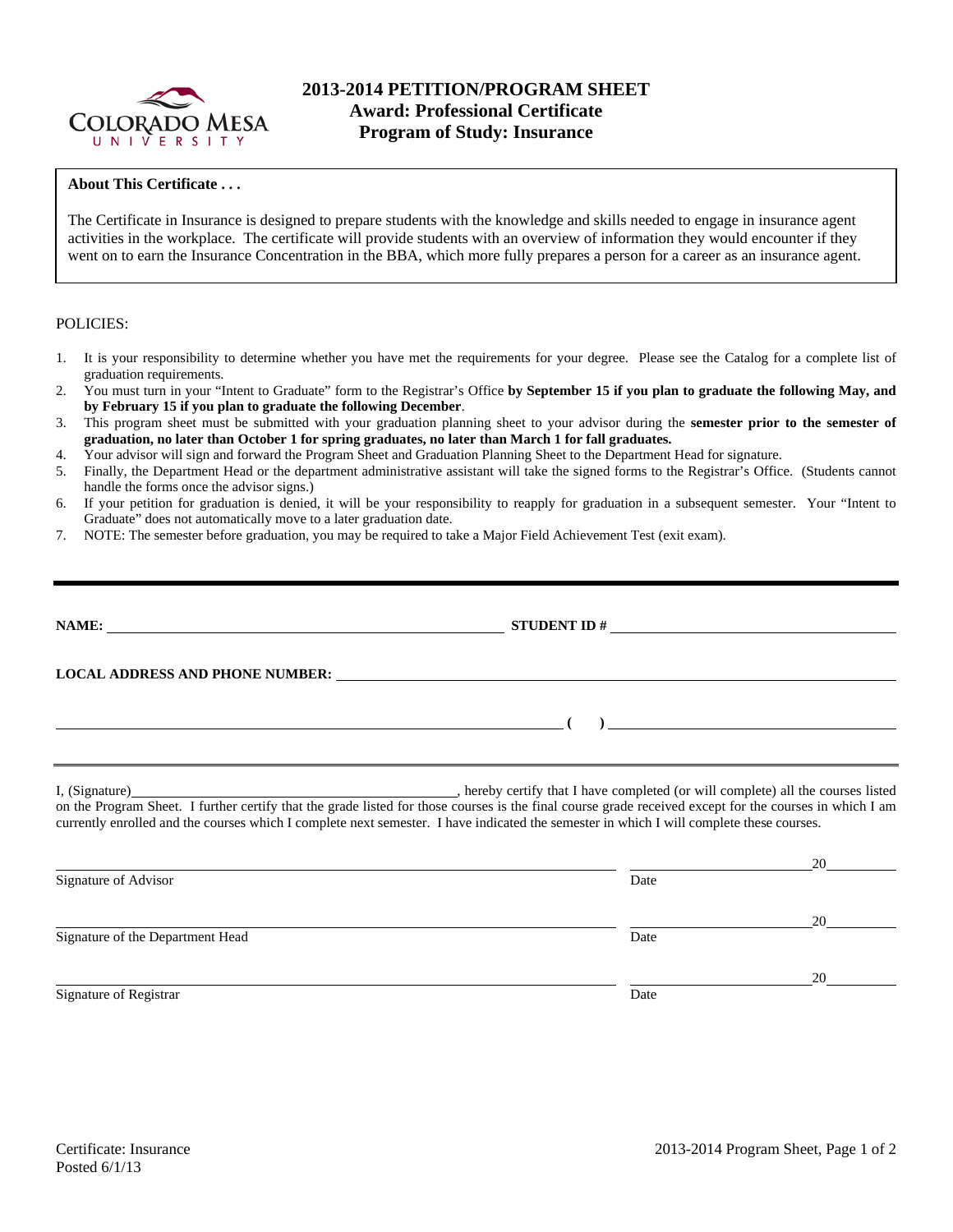# 2013-2014 PETITION/PROGRAM SHEET
## Award: Professional Certificate
## Program of Study: Insurance

**About This Certificate . . .**

The Certificate in Insurance is designed to prepare students with the knowledge and skills needed to engage in insurance agent activities in the workplace. The certificate will provide students with an overview of information they would encounter if they went on to earn the Insurance Concentration in the BBA, which more fully prepares a person for a career as an insurance agent.

POLICIES:

1. It is your responsibility to determine whether you have met the requirements for your degree. Please see the Catalog for a complete list of graduation requirements.
2. You must turn in your "Intent to Graduate" form to the Registrar's Office **by September 15 if you plan to graduate the following May, and by February 15 if you plan to graduate the following December**.
3. This program sheet must be submitted with your graduation planning sheet to your advisor during the **semester prior to the semester of graduation, no later than October 1 for spring graduates, no later than March 1 for fall graduates.**
4. Your advisor will sign and forward the Program Sheet and Graduation Planning Sheet to the Department Head for signature.
5. Finally, the Department Head or the department administrative assistant will take the signed forms to the Registrar's Office. (Students cannot handle the forms once the advisor signs.)
6. If your petition for graduation is denied, it will be your responsibility to reapply for graduation in a subsequent semester. Your "Intent to Graduate" does not automatically move to a later graduation date.
7. NOTE: The semester before graduation, you may be required to take a Major Field Achievement Test (exit exam).

---

**NAME:** ______________________________ **STUDENT ID #** ______________________________

**LOCAL ADDRESS AND PHONE NUMBER:** ______________________________

______________________________ **( )** ______________________________

I, (Signature)______________________________, hereby certify that I have completed (or will complete) all the courses listed on the Program Sheet. I further certify that the grade listed for those courses is the final course grade received except for the courses in which I am currently enrolled and the courses which I complete next semester. I have indicated the semester in which I will complete these courses.

______________________________ ______________ 20______
Signature of Advisor Date

______________________________ ______________ 20______
Signature of the Department Head Date

______________________________ ______________ 20______
Signature of Registrar Date

Certificate: Insurance
Posted 6/1/13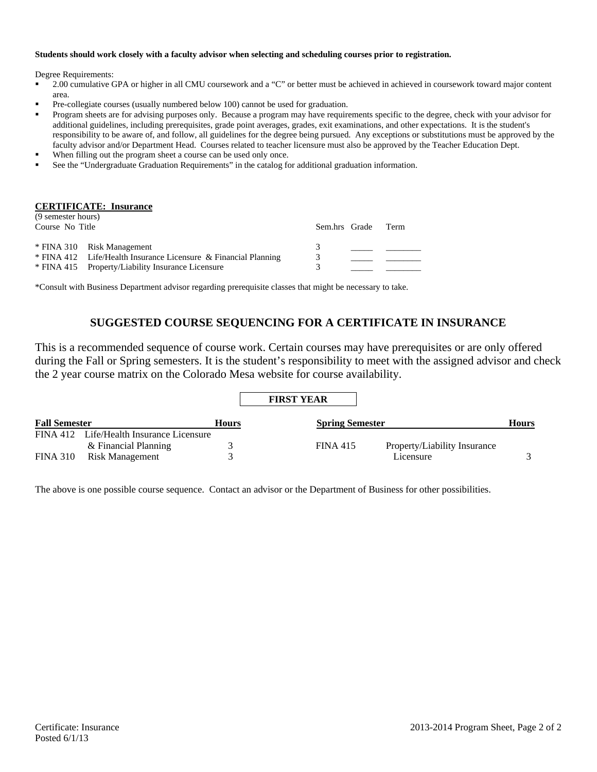**Students should work closely with a faculty advisor when selecting and scheduling courses prior to registration.**

Degree Requirements:

- 2.00 cumulative GPA or higher in all CMU coursework and a "C" or better must be achieved in achieved in coursework toward major content area.
- Pre-collegiate courses (usually numbered below 100) cannot be used for graduation.
- Program sheets are for advising purposes only. Because a program may have requirements specific to the degree, check with your advisor for additional guidelines, including prerequisites, grade point averages, grades, exit examinations, and other expectations. It is the student's responsibility to be aware of, and follow, all guidelines for the degree being pursued. Any exceptions or substitutions must be approved by the faculty advisor and/or Department Head. Courses related to teacher licensure must also be approved by the Teacher Education Dept.
- When filling out the program sheet a course can be used only once.
- See the "Undergraduate Graduation Requirements" in the catalog for additional graduation information.

**CERTIFICATE: Insurance**

(9 semester hours)

| Course No | Title | Sem.hrs | Grade | Term |
|---|---|---|---|---|
| * FINA 310 | Risk Management | 3 | _____ | ________ |
| * FINA 412 | Life/Health Insurance Licensure & Financial Planning | 3 | _____ | ________ |
| * FINA 415 | Property/Liability Insurance Licensure | 3 | _____ | ________ |

*Consult with Business Department advisor regarding prerequisite classes that might be necessary to take.

## SUGGESTED COURSE SEQUENCING FOR A CERTIFICATE IN INSURANCE

This is a recommended sequence of course work. Certain courses may have prerequisites or are only offered during the Fall or Spring semesters. It is the student's responsibility to meet with the assigned advisor and check the 2 year course matrix on the Colorado Mesa website for course availability.

**FIRST YEAR**

| Fall Semester | | Hours | Spring Semester | | Hours |
|---|---|---|---|---|---|
| FINA 412 | Life/Health Insurance Licensure & Financial Planning | 3 | FINA 415 | Property/Liability Insurance Licensure | 3 |
| FINA 310 | Risk Management | 3 | | | |

The above is one possible course sequence. Contact an advisor or the Department of Business for other possibilities.

Certificate: Insurance
Posted 6/1/13